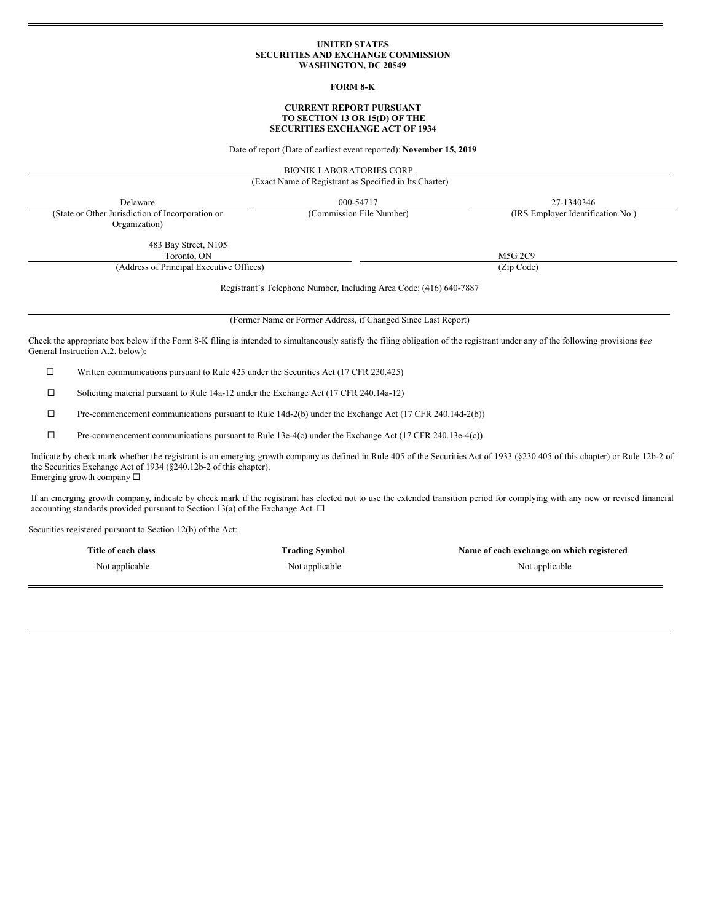**UNITED STATES**
**SECURITIES AND EXCHANGE COMMISSION**
**WASHINGTON, DC 20549**

**FORM 8-K**

**CURRENT REPORT PURSUANT**
**TO SECTION 13 OR 15(D) OF THE**
**SECURITIES EXCHANGE ACT OF 1934**

Date of report (Date of earliest event reported): **November 15, 2019**

BIONIK LABORATORIES CORP.
(Exact Name of Registrant as Specified in Its Charter)

| Delaware | 000-54717 | 27-1340346 |
|---|---|---|
| (State or Other Jurisdiction of Incorporation or Organization) | (Commission File Number) | (IRS Employer Identification No.) |

| 483 Bay Street, N105 Toronto, ON | M5G 2C9 |
|---|---|
| (Address of Principal Executive Offices) | (Zip Code) |

Registrant's Telephone Number, Including Area Code: (416) 640-7887

(Former Name or Former Address, if Changed Since Last Report)

Check the appropriate box below if the Form 8-K filing is intended to simultaneously satisfy the filing obligation of the registrant under any of the following provisions (*see* General Instruction A.2. below):

☐ Written communications pursuant to Rule 425 under the Securities Act (17 CFR 230.425)

☐ Soliciting material pursuant to Rule 14a-12 under the Exchange Act (17 CFR 240.14a-12)

☐ Pre-commencement communications pursuant to Rule 14d-2(b) under the Exchange Act (17 CFR 240.14d-2(b))

☐ Pre-commencement communications pursuant to Rule 13e-4(c) under the Exchange Act (17 CFR 240.13e-4(c))

Indicate by check mark whether the registrant is an emerging growth company as defined in Rule 405 of the Securities Act of 1933 (§230.405 of this chapter) or Rule 12b-2 of the Securities Exchange Act of 1934 (§240.12b-2 of this chapter).
Emerging growth company ☐

If an emerging growth company, indicate by check mark if the registrant has elected not to use the extended transition period for complying with any new or revised financial accounting standards provided pursuant to Section 13(a) of the Exchange Act. ☐

Securities registered pursuant to Section 12(b) of the Act:

| Title of each class | Trading Symbol | Name of each exchange on which registered |
|---|---|---|
| Not applicable | Not applicable | Not applicable |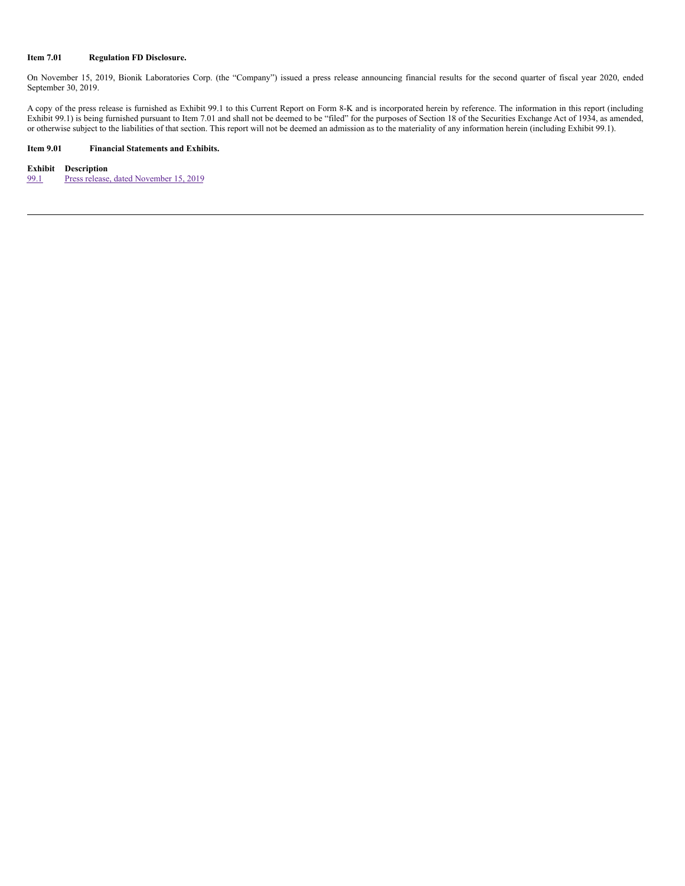**Item 7.01 Regulation FD Disclosure.**

On November 15, 2019, Bionik Laboratories Corp. (the "Company") issued a press release announcing financial results for the second quarter of fiscal year 2020, ended September 30, 2019.

A copy of the press release is furnished as Exhibit 99.1 to this Current Report on Form 8-K and is incorporated herein by reference. The information in this report (including Exhibit 99.1) is being furnished pursuant to Item 7.01 and shall not be deemed to be "filed" for the purposes of Section 18 of the Securities Exchange Act of 1934, as amended, or otherwise subject to the liabilities of that section. This report will not be deemed an admission as to the materiality of any information herein (including Exhibit 99.1).

**Item 9.01 Financial Statements and Exhibits.**

| Exhibit | Description |
|---|---|
| 99.1 | Press release, dated November 15, 2019 |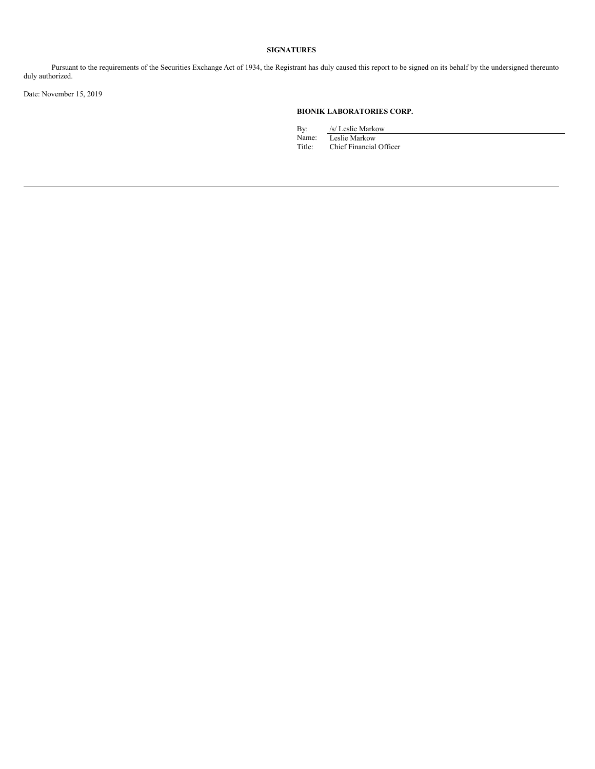## SIGNATURES

Pursuant to the requirements of the Securities Exchange Act of 1934, the Registrant has duly caused this report to be signed on its behalf by the undersigned thereunto duly authorized.

Date: November 15, 2019

**BIONIK LABORATORIES CORP.**

By: /s/ Leslie Markow
Name: Leslie Markow
Title: Chief Financial Officer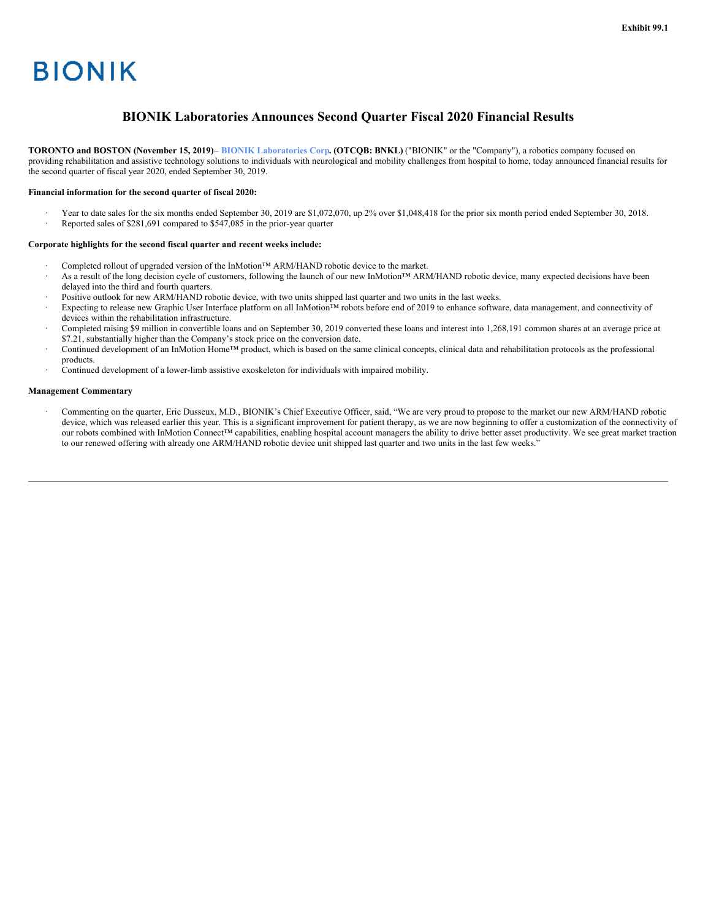Exhibit 99.1

BIONIK

# BIONIK Laboratories Announces Second Quarter Fiscal 2020 Financial Results

**TORONTO and BOSTON (November 15, 2019)**– **BIONIK Laboratories Corp. (OTCQB: BNKL)** ("BIONIK" or the "Company"), a robotics company focused on providing rehabilitation and assistive technology solutions to individuals with neurological and mobility challenges from hospital to home, today announced financial results for the second quarter of fiscal year 2020, ended September 30, 2019.

**Financial information for the second quarter of fiscal 2020:**

- Year to date sales for the six months ended September 30, 2019 are $1,072,070, up 2% over $1,048,418 for the prior six month period ended September 30, 2018.
- Reported sales of $281,691 compared to $547,085 in the prior-year quarter

**Corporate highlights for the second fiscal quarter and recent weeks include:**

- Completed rollout of upgraded version of the InMotion™ ARM/HAND robotic device to the market.
- As a result of the long decision cycle of customers, following the launch of our new InMotion™ ARM/HAND robotic device, many expected decisions have been delayed into the third and fourth quarters.
- Positive outlook for new ARM/HAND robotic device, with two units shipped last quarter and two units in the last weeks.
- Expecting to release new Graphic User Interface platform on all InMotion™ robots before end of 2019 to enhance software, data management, and connectivity of devices within the rehabilitation infrastructure.
- Completed raising $9 million in convertible loans and on September 30, 2019 converted these loans and interest into 1,268,191 common shares at an average price at $7.21, substantially higher than the Company's stock price on the conversion date.
- Continued development of an InMotion Home™ product, which is based on the same clinical concepts, clinical data and rehabilitation protocols as the professional products.
- Continued development of a lower-limb assistive exoskeleton for individuals with impaired mobility.

**Management Commentary**

- Commenting on the quarter, Eric Dusseux, M.D., BIONIK's Chief Executive Officer, said, "We are very proud to propose to the market our new ARM/HAND robotic device, which was released earlier this year. This is a significant improvement for patient therapy, as we are now beginning to offer a customization of the connectivity of our robots combined with InMotion Connect™ capabilities, enabling hospital account managers the ability to drive better asset productivity. We see great market traction to our renewed offering with already one ARM/HAND robotic device unit shipped last quarter and two units in the last few weeks."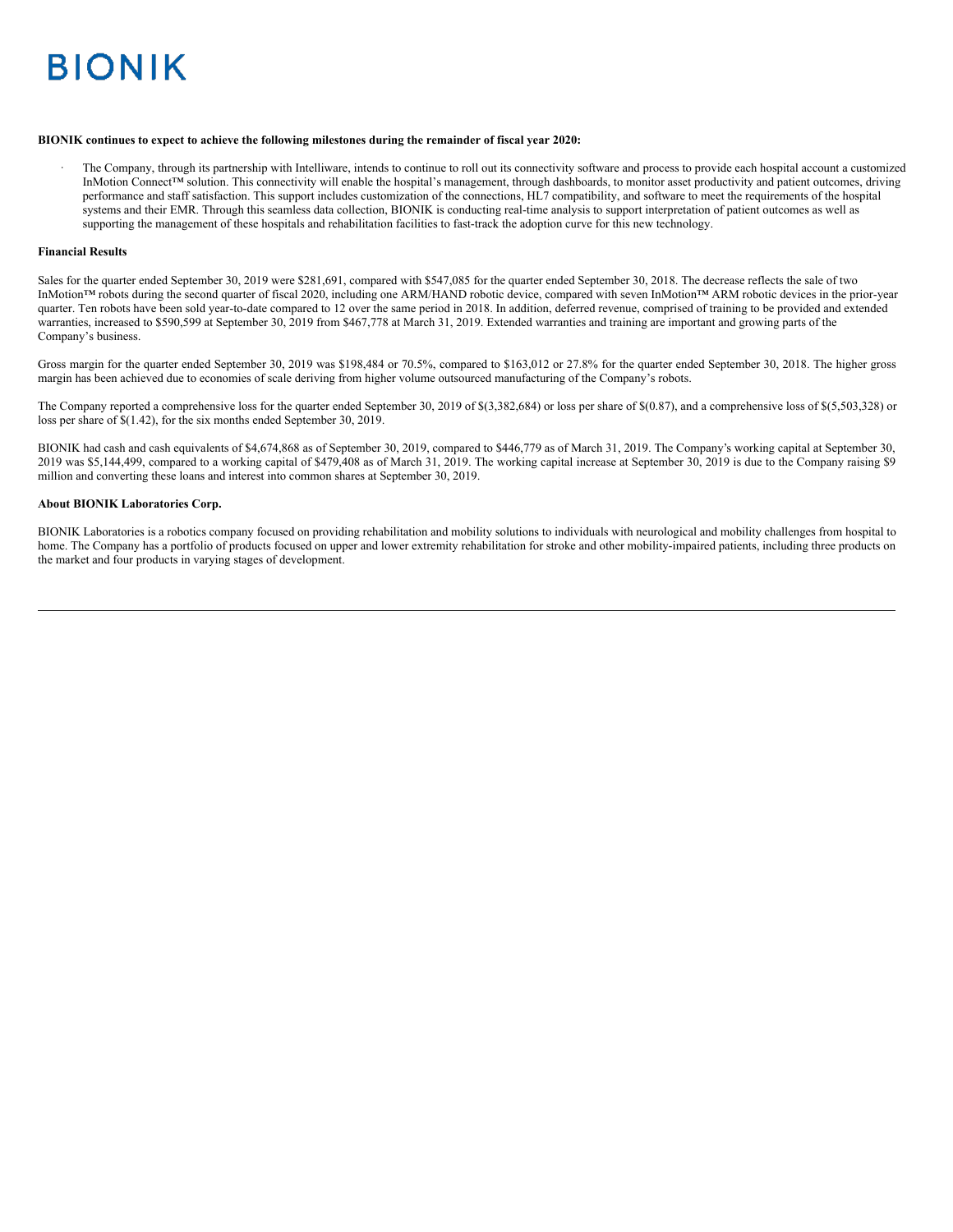# BIONIK

**BIONIK continues to expect to achieve the following milestones during the remainder of fiscal year 2020:**

- The Company, through its partnership with Intelliware, intends to continue to roll out its connectivity software and process to provide each hospital account a customized InMotion Connect™ solution. This connectivity will enable the hospital's management, through dashboards, to monitor asset productivity and patient outcomes, driving performance and staff satisfaction. This support includes customization of the connections, HL7 compatibility, and software to meet the requirements of the hospital systems and their EMR. Through this seamless data collection, BIONIK is conducting real-time analysis to support interpretation of patient outcomes as well as supporting the management of these hospitals and rehabilitation facilities to fast-track the adoption curve for this new technology.

**Financial Results**

Sales for the quarter ended September 30, 2019 were $281,691, compared with $547,085 for the quarter ended September 30, 2018. The decrease reflects the sale of two InMotion™ robots during the second quarter of fiscal 2020, including one ARM/HAND robotic device, compared with seven InMotion™ ARM robotic devices in the prior-year quarter. Ten robots have been sold year-to-date compared to 12 over the same period in 2018. In addition, deferred revenue, comprised of training to be provided and extended warranties, increased to $590,599 at September 30, 2019 from $467,778 at March 31, 2019. Extended warranties and training are important and growing parts of the Company's business.

Gross margin for the quarter ended September 30, 2019 was $198,484 or 70.5%, compared to $163,012 or 27.8% for the quarter ended September 30, 2018. The higher gross margin has been achieved due to economies of scale deriving from higher volume outsourced manufacturing of the Company's robots.

The Company reported a comprehensive loss for the quarter ended September 30, 2019 of $(3,382,684) or loss per share of $(0.87), and a comprehensive loss of $(5,503,328) or loss per share of $(1.42), for the six months ended September 30, 2019.

BIONIK had cash and cash equivalents of $4,674,868 as of September 30, 2019, compared to $446,779 as of March 31, 2019. The Company's working capital at September 30, 2019 was $5,144,499, compared to a working capital of $479,408 as of March 31, 2019. The working capital increase at September 30, 2019 is due to the Company raising $9 million and converting these loans and interest into common shares at September 30, 2019.

**About BIONIK Laboratories Corp.**

BIONIK Laboratories is a robotics company focused on providing rehabilitation and mobility solutions to individuals with neurological and mobility challenges from hospital to home. The Company has a portfolio of products focused on upper and lower extremity rehabilitation for stroke and other mobility-impaired patients, including three products on the market and four products in varying stages of development.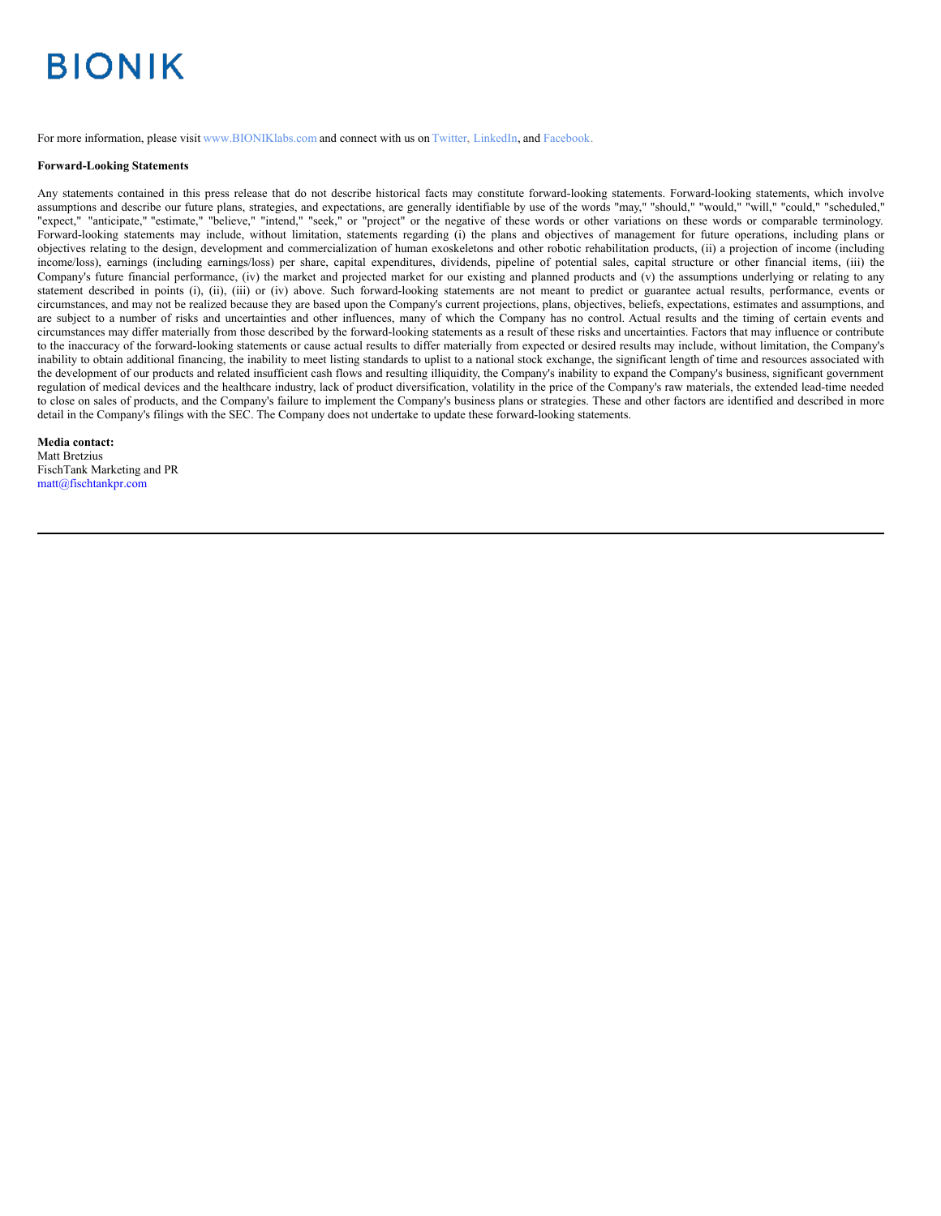BIONIK

For more information, please visit www.BIONIKlabs.com and connect with us on Twitter, LinkedIn, and Facebook.

**Forward-Looking Statements**

Any statements contained in this press release that do not describe historical facts may constitute forward-looking statements. Forward-looking statements, which involve assumptions and describe our future plans, strategies, and expectations, are generally identifiable by use of the words "may," "should," "would," "will," "could," "scheduled," "expect," "anticipate," "estimate," "believe," "intend," "seek," or "project" or the negative of these words or other variations on these words or comparable terminology. Forward-looking statements may include, without limitation, statements regarding (i) the plans and objectives of management for future operations, including plans or objectives relating to the design, development and commercialization of human exoskeletons and other robotic rehabilitation products, (ii) a projection of income (including income/loss), earnings (including earnings/loss) per share, capital expenditures, dividends, pipeline of potential sales, capital structure or other financial items, (iii) the Company's future financial performance, (iv) the market and projected market for our existing and planned products and (v) the assumptions underlying or relating to any statement described in points (i), (ii), (iii) or (iv) above. Such forward-looking statements are not meant to predict or guarantee actual results, performance, events or circumstances, and may not be realized because they are based upon the Company's current projections, plans, objectives, beliefs, expectations, estimates and assumptions, and are subject to a number of risks and uncertainties and other influences, many of which the Company has no control. Actual results and the timing of certain events and circumstances may differ materially from those described by the forward-looking statements as a result of these risks and uncertainties. Factors that may influence or contribute to the inaccuracy of the forward-looking statements or cause actual results to differ materially from expected or desired results may include, without limitation, the Company's inability to obtain additional financing, the inability to meet listing standards to uplist to a national stock exchange, the significant length of time and resources associated with the development of our products and related insufficient cash flows and resulting illiquidity, the Company's inability to expand the Company's business, significant government regulation of medical devices and the healthcare industry, lack of product diversification, volatility in the price of the Company's raw materials, the extended lead-time needed to close on sales of products, and the Company's failure to implement the Company's business plans or strategies. These and other factors are identified and described in more detail in the Company's filings with the SEC. The Company does not undertake to update these forward-looking statements.

**Media contact:**
Matt Bretzius
FischTank Marketing and PR
matt@fischtankpr.com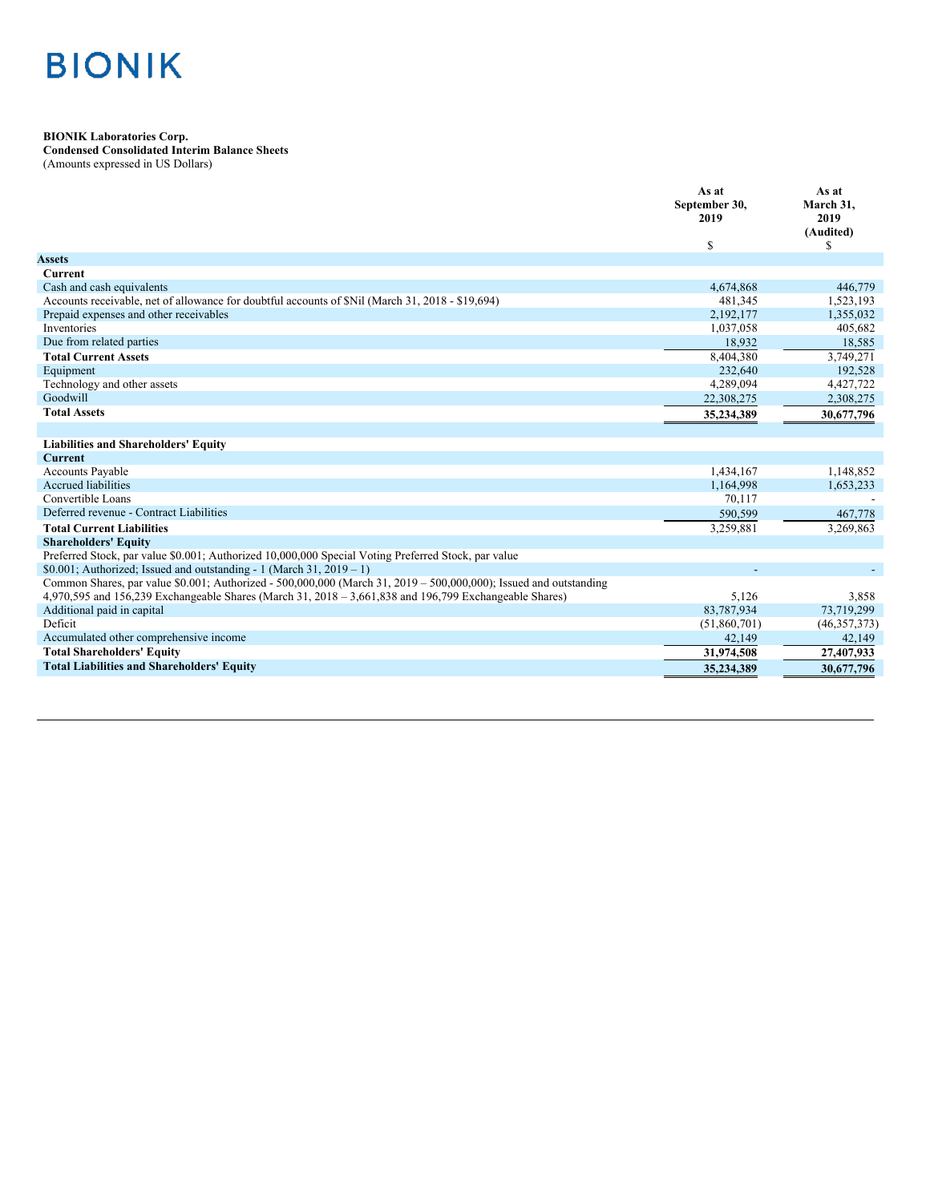BIONIK

**BIONIK Laboratories Corp.**
**Condensed Consolidated Interim Balance Sheets**
(Amounts expressed in US Dollars)

| | As at September 30, 2019 | As at March 31, 2019 (Audited) |
|---|---|---|
| | $ | $ |
| **Assets** | | |
| **Current** | | |
| Cash and cash equivalents | 4,674,868 | 446,779 |
| Accounts receivable, net of allowance for doubtful accounts of $Nil (March 31, 2018 - $19,694) | 481,345 | 1,523,193 |
| Prepaid expenses and other receivables | 2,192,177 | 1,355,032 |
| Inventories | 1,037,058 | 405,682 |
| Due from related parties | 18,932 | 18,585 |
| **Total Current Assets** | 8,404,380 | 3,749,271 |
| Equipment | 232,640 | 192,528 |
| Technology and other assets | 4,289,094 | 4,427,722 |
| Goodwill | 22,308,275 | 2,308,275 |
| **Total Assets** | **35,234,389** | **30,677,796** |
| | | |
| **Liabilities and Shareholders' Equity** | | |
| **Current** | | |
| Accounts Payable | 1,434,167 | 1,148,852 |
| Accrued liabilities | 1,164,998 | 1,653,233 |
| Convertible Loans | 70,117 | - |
| Deferred revenue - Contract Liabilities | 590,599 | 467,778 |
| **Total Current Liabilities** | 3,259,881 | 3,269,863 |
| **Shareholders' Equity** | | |
| Preferred Stock, par value $0.001; Authorized 10,000,000 Special Voting Preferred Stock, par value $0.001; Authorized; Issued and outstanding - 1 (March 31, 2019 – 1) | - | - |
| Common Shares, par value $0.001; Authorized - 500,000,000 (March 31, 2019 – 500,000,000); Issued and outstanding 4,970,595 and 156,239 Exchangeable Shares (March 31, 2018 – 3,661,838 and 196,799 Exchangeable Shares) | 5,126 | 3,858 |
| Additional paid in capital | 83,787,934 | 73,719,299 |
| Deficit | (51,860,701) | (46,357,373) |
| Accumulated other comprehensive income | 42,149 | 42,149 |
| **Total Shareholders' Equity** | **31,974,508** | **27,407,933** |
| **Total Liabilities and Shareholders' Equity** | **35,234,389** | **30,677,796** |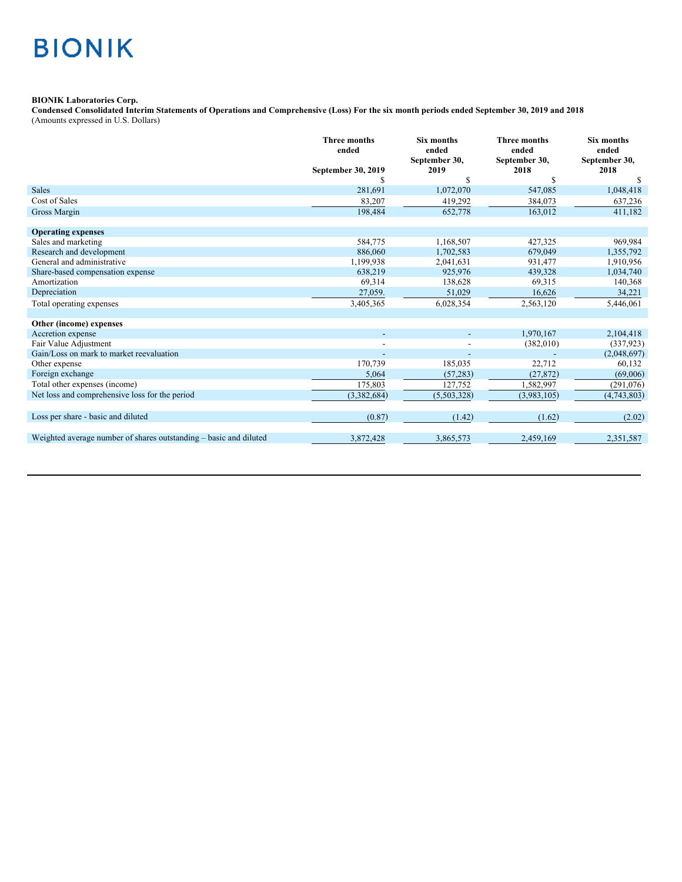BIONIK

**BIONIK Laboratories Corp.**

**Condensed Consolidated Interim Statements of Operations and Comprehensive (Loss) For the six month periods ended September 30, 2019 and 2018**

(Amounts expressed in U.S. Dollars)

| | Three months ended September 30, 2019 | Six months ended September 30, 2019 | Three months ended September 30, 2018 | Six months ended September 30, 2018 |
|---|---|---|---|---|
| | $ | $ | $ | $ |
| Sales | 281,691 | 1,072,070 | 547,085 | 1,048,418 |
| Cost of Sales | 83,207 | 419,292 | 384,073 | 637,236 |
| Gross Margin | 198,484 | 652,778 | 163,012 | 411,182 |
| | | | | |
| **Operating expenses** | | | | |
| Sales and marketing | 584,775 | 1,168,507 | 427,325 | 969,984 |
| Research and development | 886,060 | 1,702,583 | 679,049 | 1,355,792 |
| General and administrative | 1,199,938 | 2,041,631 | 931,477 | 1,910,956 |
| Share-based compensation expense | 638,219 | 925,976 | 439,328 | 1,034,740 |
| Amortization | 69,314 | 138,628 | 69,315 | 140,368 |
| Depreciation | 27,059. | 51,029 | 16,626 | 34,221 |
| Total operating expenses | 3,405,365 | 6,028,354 | 2,563,120 | 5,446,061 |
| | | | | |
| **Other (income) expenses** | | | | |
| Accretion expense | - | - | 1,970,167 | 2,104,418 |
| Fair Value Adjustment | - | - | (382,010) | (337,923) |
| Gain/Loss on mark to market reevaluation | - | - | - | (2,048,697) |
| Other expense | 170,739 | 185,035 | 22,712 | 60,132 |
| Foreign exchange | 5,064 | (57,283) | (27,872) | (69,006) |
| Total other expenses (income) | 175,803 | 127,752 | 1,582,997 | (291,076) |
| Net loss and comprehensive loss for the period | (3,382,684) | (5,503,328) | (3,983,105) | (4,743,803) |
| | | | | |
| Loss per share - basic and diluted | (0.87) | (1.42) | (1.62) | (2.02) |
| | | | | |
| Weighted average number of shares outstanding – basic and diluted | 3,872,428 | 3,865,573 | 2,459,169 | 2,351,587 |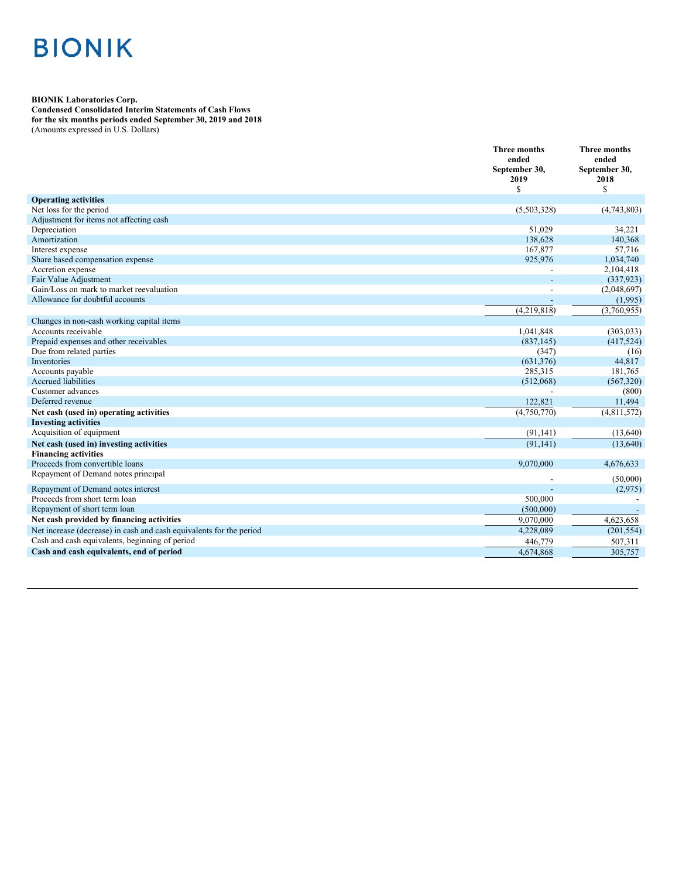BIONIK

**BIONIK Laboratories Corp.**
**Condensed Consolidated Interim Statements of Cash Flows**
**for the six months periods ended September 30, 2019 and 2018**
(Amounts expressed in U.S. Dollars)

| | Three months ended September 30, 2019 $ | Three months ended September 30, 2018 $ |
|---|---|---|
| **Operating activities** | | |
| Net loss for the period | (5,503,328) | (4,743,803) |
| Adjustment for items not affecting cash | | |
| Depreciation | 51,029 | 34,221 |
| Amortization | 138,628 | 140,368 |
| Interest expense | 167,877 | 57,716 |
| Share based compensation expense | 925,976 | 1,034,740 |
| Accretion expense | - | 2,104,418 |
| Fair Value Adjustment | - | (337,923) |
| Gain/Loss on mark to market reevaluation | - | (2,048,697) |
| Allowance for doubtful accounts | - | (1,995) |
| | (4,219,818) | (3,760,955) |
| Changes in non-cash working capital items | | |
| Accounts receivable | 1,041,848 | (303,033) |
| Prepaid expenses and other receivables | (837,145) | (417,524) |
| Due from related parties | (347) | (16) |
| Inventories | (631,376) | 44,817 |
| Accounts payable | 285,315 | 181,765 |
| Accrued liabilities | (512,068) | (567,320) |
| Customer advances | - | (800) |
| Deferred revenue | 122,821 | 11,494 |
| **Net cash (used in) operating activities** | (4,750,770) | (4,811,572) |
| **Investing activities** | | |
| Acquisition of equipment | (91,141) | (13,640) |
| **Net cash (used in) investing activities** | (91,141) | (13,640) |
| **Financing activities** | | |
| Proceeds from convertible loans | 9,070,000 | 4,676,633 |
| Repayment of Demand notes principal | - | (50,000) |
| Repayment of Demand notes interest | - | (2,975) |
| Proceeds from short term loan | 500,000 | - |
| Repayment of short term loan | (500,000) | - |
| **Net cash provided by financing activities** | 9,070,000 | 4,623,658 |
| Net increase (decrease) in cash and cash equivalents for the period | 4,228,089 | (201,554) |
| Cash and cash equivalents, beginning of period | 446,779 | 507,311 |
| **Cash and cash equivalents, end of period** | 4,674,868 | 305,757 |